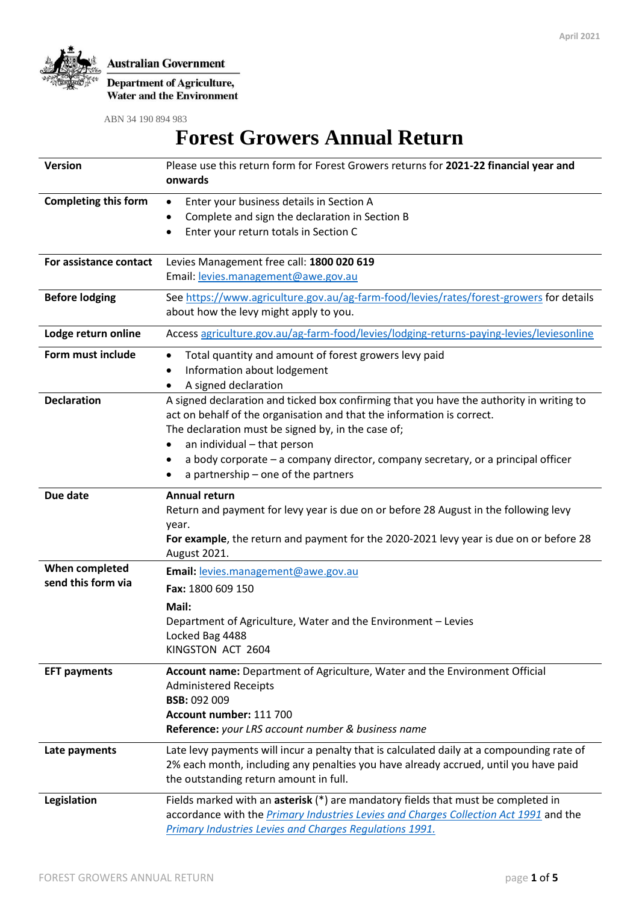April 2021

Australian Government

Department of Agriculture, Water and the Environment

ABN 34 190 894 983

# Forest Growers Annual Return

| | |
|---|---|
| **Version** | Please use this return form for Forest Growers returns for **2021-22 financial year and onwards** |
| **Completing this form** | • Enter your business details in Section A<br>• Complete and sign the declaration in Section B<br>• Enter your return totals in Section C |
| **For assistance contact** | Levies Management free call: **1800 020 619**<br>Email: levies.management@awe.gov.au |
| **Before lodging** | See https://www.agriculture.gov.au/ag-farm-food/levies/rates/forest-growers for details about how the levy might apply to you. |
| **Lodge return online** | Access agriculture.gov.au/ag-farm-food/levies/lodging-returns-paying-levies/leviesonline |
| **Form must include** | • Total quantity and amount of forest growers levy paid<br>• Information about lodgement<br>• A signed declaration |
| **Declaration** | A signed declaration and ticked box confirming that you have the authority in writing to act on behalf of the organisation and that the information is correct.<br>The declaration must be signed by, in the case of;<br>• an individual – that person<br>• a body corporate – a company director, company secretary, or a principal officer<br>• a partnership – one of the partners |
| **Due date** | **Annual return**<br>Return and payment for levy year is due on or before 28 August in the following levy year.<br>**For example**, the return and payment for the 2020-2021 levy year is due on or before 28 August 2021. |
| **When completed send this form via** | **Email:** levies.management@awe.gov.au<br>**Fax:** 1800 609 150<br>**Mail:**<br>Department of Agriculture, Water and the Environment – Levies<br>Locked Bag 4488<br>KINGSTON ACT 2604 |
| **EFT payments** | **Account name:** Department of Agriculture, Water and the Environment Official Administered Receipts<br>**BSB:** 092 009<br>**Account number:** 111 700<br>**Reference:** *your LRS account number & business name* |
| **Late payments** | Late levy payments will incur a penalty that is calculated daily at a compounding rate of 2% each month, including any penalties you have already accrued, until you have paid the outstanding return amount in full. |
| **Legislation** | Fields marked with an **asterisk** (*) are mandatory fields that must be completed in accordance with the *Primary Industries Levies and Charges Collection Act 1991* and the *Primary Industries Levies and Charges Regulations 1991.* |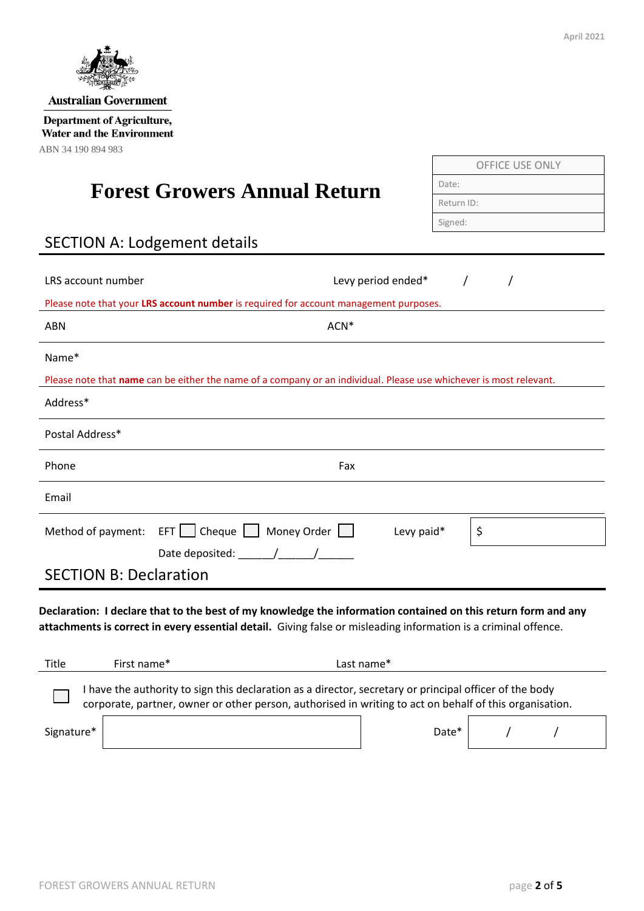April 2021

Australian Government

Department of Agriculture, Water and the Environment

ABN 34 190 894 983

| OFFICE USE ONLY |
|---|
| Date: |
| Return ID: |
| Signed: |

# Forest Growers Annual Return

## SECTION A: Lodgement details

LRS account number                                        Levy period ended*      /      /

Please note that your **LRS account number** is required for account management purposes.

ABN                                        ACN*

Name*

Please note that **name** can be either the name of a company or an individual. Please use whichever is most relevant.

Address*

Postal Address*

Phone                                        Fax

Email

Method of payment: EFT ☐ Cheque ☐ Money Order ☐        Levy paid* $

Date deposited: ______/______/______

## SECTION B: Declaration

**Declaration: I declare that to the best of my knowledge the information contained on this return form and any attachments is correct in every essential detail.** Giving false or misleading information is a criminal offence.

Title        First name*                                        Last name*

☐ I have the authority to sign this declaration as a director, secretary or principal officer of the body corporate, partner, owner or other person, authorised in writing to act on behalf of this organisation.

Signature*                                        Date*      /      /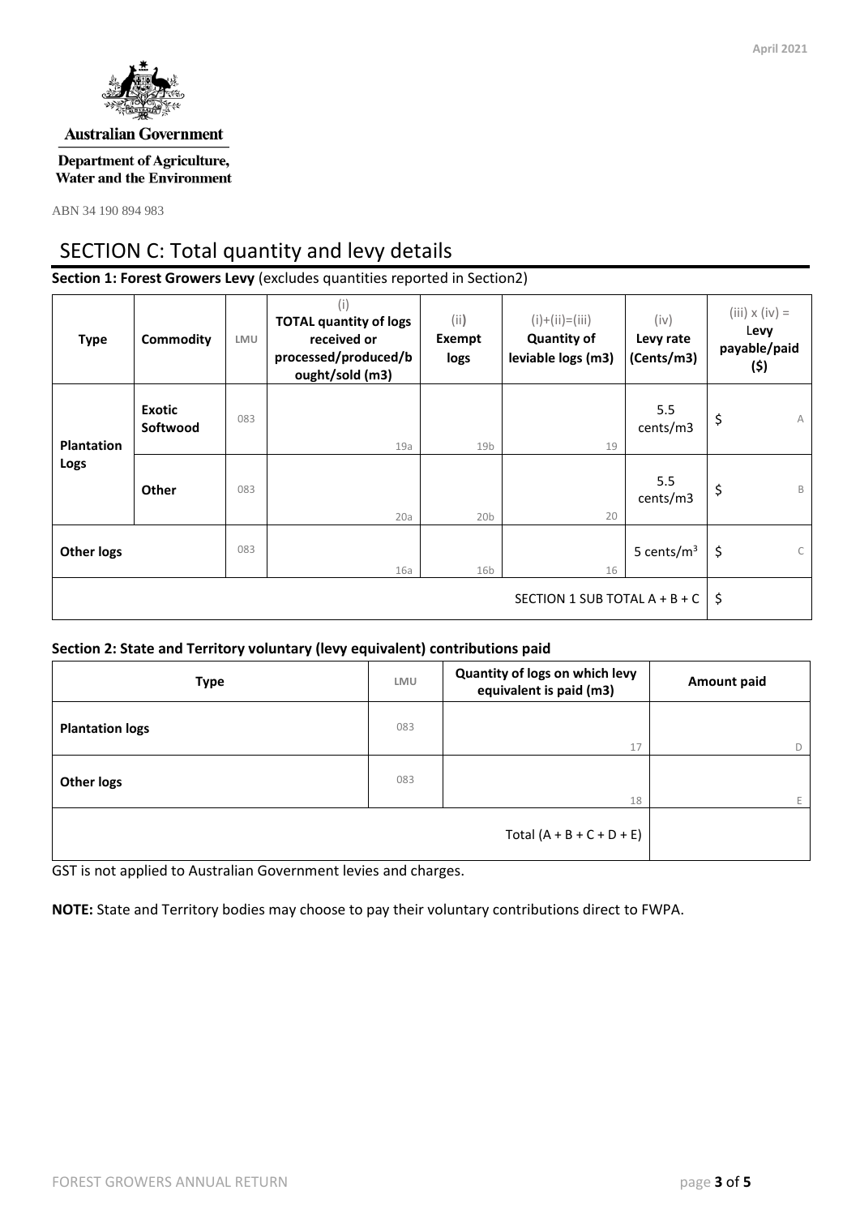April 2021

Australian Government

Department of Agriculture, Water and the Environment

ABN 34 190 894 983

# SECTION C: Total quantity and levy details

**Section 1: Forest Growers Levy** (excludes quantities reported in Section2)

| **Type** | **Commodity** | LMU | (i) **TOTAL quantity of logs received or processed/produced/bought/sold (m3)** | (ii) **Exempt logs** | (i)+(ii)=(iii) **Quantity of leviable logs (m3)** | (iv) **Levy rate (Cents/m3)** | (iii) x (iv) = **Levy payable/paid ($)** |
|---|---|---|---|---|---|---|---|
| **Plantation Logs** | **Exotic Softwood** | 083 | 19a | 19b | 19 | 5.5 cents/m3 | $ A |
| | **Other** | 083 | 20a | 20b | 20 | 5.5 cents/m3 | $ B |
| **Other logs** | | 083 | 16a | 16b | 16 | 5 cents/m$^3$ | $ C |
| SECTION 1 SUB TOTAL A + B + C | | | | | | | $ |

**Section 2: State and Territory voluntary (levy equivalent) contributions paid**

| **Type** | LMU | **Quantity of logs on which levy equivalent is paid (m3)** | **Amount paid** |
|---|---|---|---|
| **Plantation logs** | 083 | 17 | D |
| **Other logs** | 083 | 18 | E |
| Total (A + B + C + D + E) | | | |

GST is not applied to Australian Government levies and charges.

**NOTE:** State and Territory bodies may choose to pay their voluntary contributions direct to FWPA.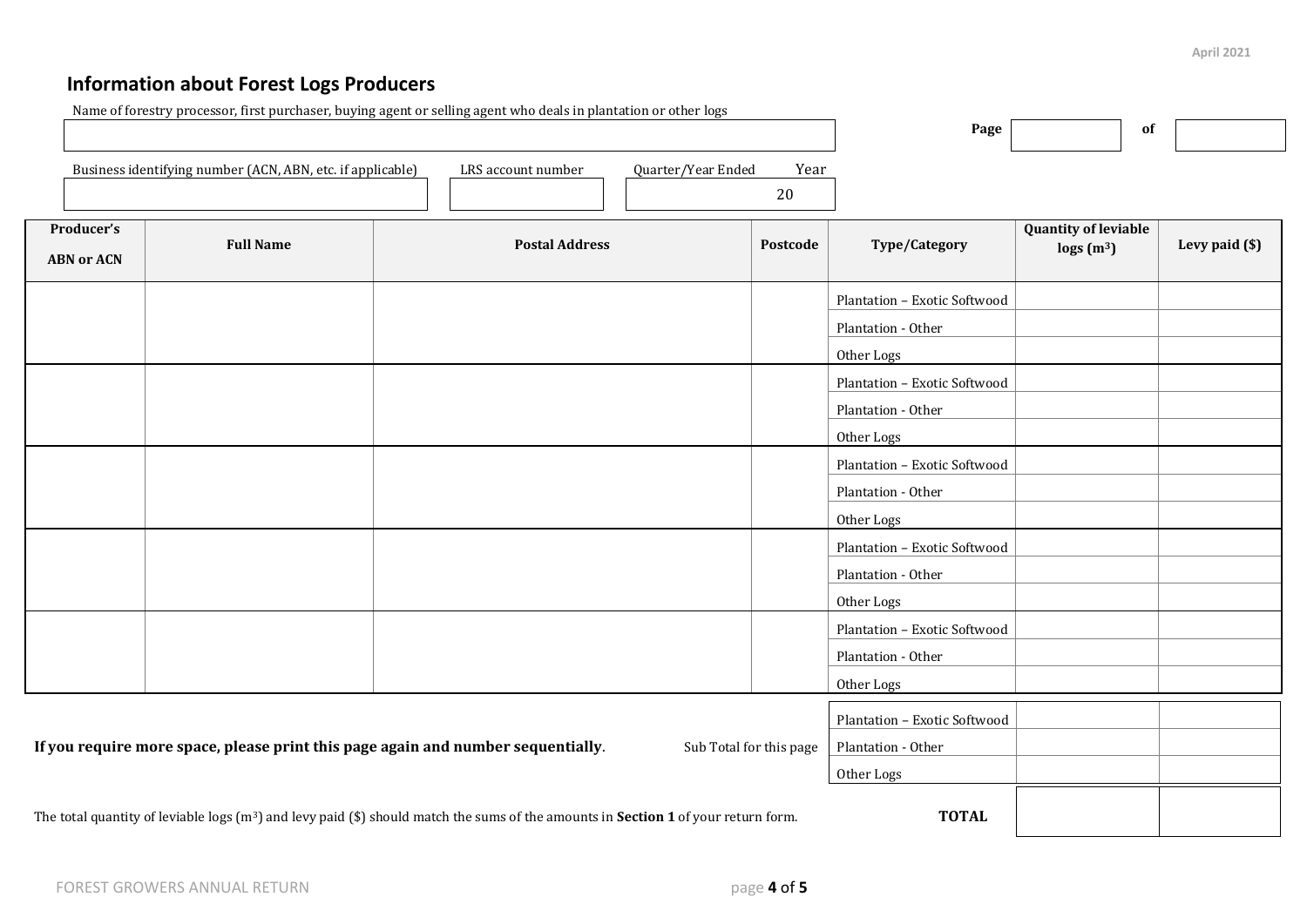## Information about Forest Logs Producers

Name of forestry processor, first purchaser, buying agent or selling agent who deals in plantation or other logs

Page ______ of ______

Business identifying number (ACN, ABN, etc. if applicable) | LRS account number | Quarter/Year Ended | Year 20

| Producer's ABN or ACN | Full Name | Postal Address | Postcode | Type/Category | Quantity of leviable logs (m³) | Levy paid ($) |
|---|---|---|---|---|---|---|
| | | | | Plantation – Exotic Softwood | | |
| | | | | Plantation - Other | | |
| | | | | Other Logs | | |
| | | | | Plantation – Exotic Softwood | | |
| | | | | Plantation - Other | | |
| | | | | Other Logs | | |
| | | | | Plantation – Exotic Softwood | | |
| | | | | Plantation - Other | | |
| | | | | Other Logs | | |
| | | | | Plantation – Exotic Softwood | | |
| | | | | Plantation - Other | | |
| | | | | Other Logs | | |
| | | | | Plantation – Exotic Softwood | | |
| | | | | Plantation - Other | | |
| | | | | Other Logs | | |

**If you require more space, please print this page again and number sequentially**.

| | Type/Category | Quantity of leviable logs (m³) | Levy paid ($) |
|---|---|---|---|
| Sub Total for this page | Plantation – Exotic Softwood | | |
| | Plantation - Other | | |
| | Other Logs | | |
| | **TOTAL** | | |

The total quantity of leviable logs (m³) and levy paid ($) should match the sums of the amounts in **Section 1** of your return form.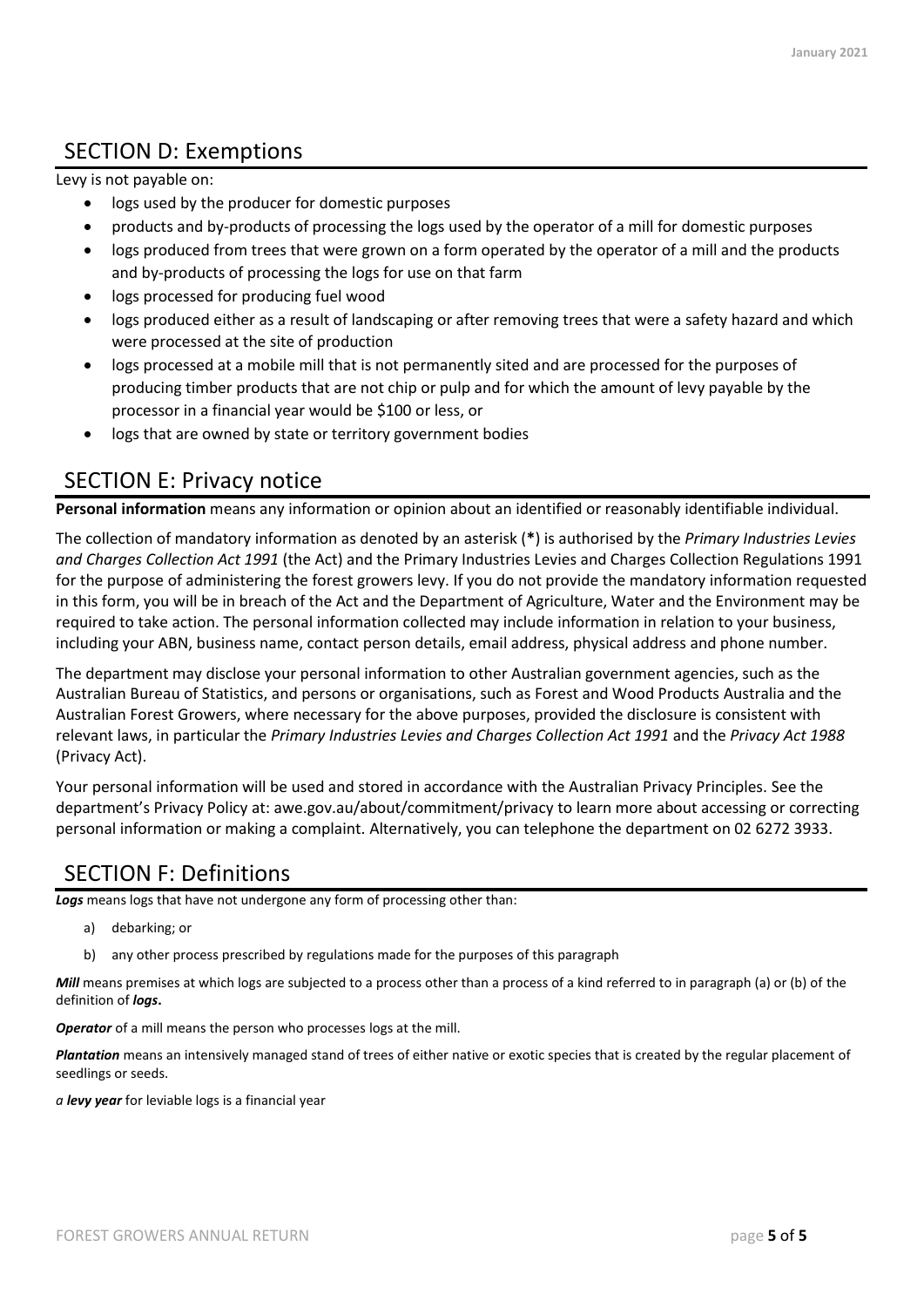## SECTION D: Exemptions

Levy is not payable on:

- logs used by the producer for domestic purposes
- products and by-products of processing the logs used by the operator of a mill for domestic purposes
- logs produced from trees that were grown on a form operated by the operator of a mill and the products and by-products of processing the logs for use on that farm
- logs processed for producing fuel wood
- logs produced either as a result of landscaping or after removing trees that were a safety hazard and which were processed at the site of production
- logs processed at a mobile mill that is not permanently sited and are processed for the purposes of producing timber products that are not chip or pulp and for which the amount of levy payable by the processor in a financial year would be $100 or less, or
- logs that are owned by state or territory government bodies

## SECTION E: Privacy notice

**Personal information** means any information or opinion about an identified or reasonably identifiable individual.

The collection of mandatory information as denoted by an asterisk (**\***) is authorised by the *Primary Industries Levies and Charges Collection Act 1991* (the Act) and the Primary Industries Levies and Charges Collection Regulations 1991 for the purpose of administering the forest growers levy. If you do not provide the mandatory information requested in this form, you will be in breach of the Act and the Department of Agriculture, Water and the Environment may be required to take action. The personal information collected may include information in relation to your business, including your ABN, business name, contact person details, email address, physical address and phone number.

The department may disclose your personal information to other Australian government agencies, such as the Australian Bureau of Statistics, and persons or organisations, such as Forest and Wood Products Australia and the Australian Forest Growers, where necessary for the above purposes, provided the disclosure is consistent with relevant laws, in particular the *Primary Industries Levies and Charges Collection Act 1991* and the *Privacy Act 1988* (Privacy Act).

Your personal information will be used and stored in accordance with the Australian Privacy Principles. See the department's Privacy Policy at: awe.gov.au/about/commitment/privacy to learn more about accessing or correcting personal information or making a complaint. Alternatively, you can telephone the department on 02 6272 3933.

## SECTION F: Definitions

***Logs*** means logs that have not undergone any form of processing other than:

a) debarking; or

b) any other process prescribed by regulations made for the purposes of this paragraph

***Mill*** means premises at which logs are subjected to a process other than a process of a kind referred to in paragraph (a) or (b) of the definition of ***logs***.

***Operator*** of a mill means the person who processes logs at the mill.

***Plantation*** means an intensively managed stand of trees of either native or exotic species that is created by the regular placement of seedlings or seeds.

*a **levy year*** for leviable logs is a financial year